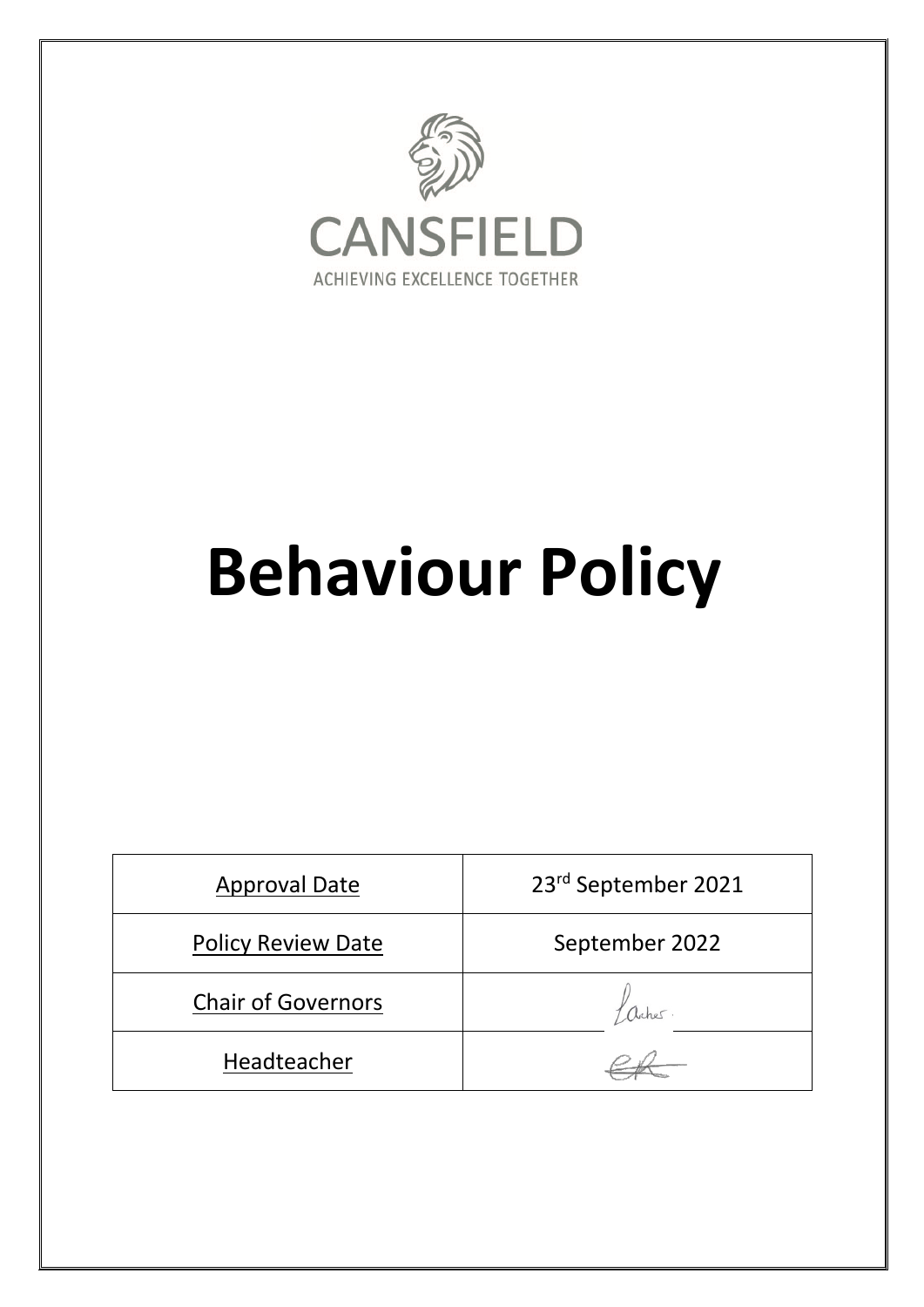CANSFIELD

ACHIEVING EXCELLENCE TOGETHER

# Behaviour Policy

| Approval Date | 23rd September 2021 |
|---|---|
| Policy Review Date | September 2022 |
| Chair of Governors | |
| Headteacher | |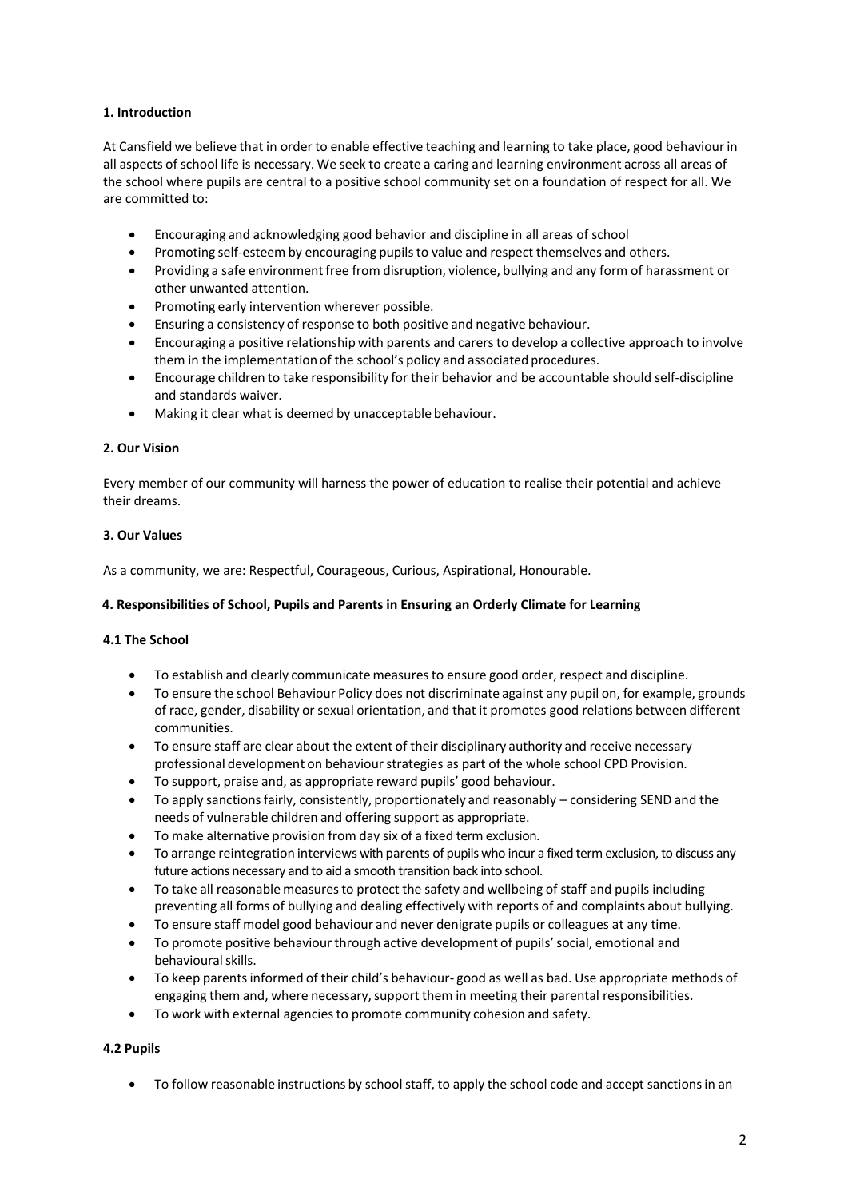**1. Introduction**

At Cansfield we believe that in order to enable effective teaching and learning to take place, good behaviour in all aspects of school life is necessary. We seek to create a caring and learning environment across all areas of the school where pupils are central to a positive school community set on a foundation of respect for all. We are committed to:

- Encouraging and acknowledging good behavior and discipline in all areas of school
- Promoting self-esteem by encouraging pupils to value and respect themselves and others.
- Providing a safe environment free from disruption, violence, bullying and any form of harassment or other unwanted attention.
- Promoting early intervention wherever possible.
- Ensuring a consistency of response to both positive and negative behaviour.
- Encouraging a positive relationship with parents and carers to develop a collective approach to involve them in the implementation of the school's policy and associated procedures.
- Encourage children to take responsibility for their behavior and be accountable should self-discipline and standards waiver.
- Making it clear what is deemed by unacceptable behaviour.

**2. Our Vision**

Every member of our community will harness the power of education to realise their potential and achieve their dreams.

**3. Our Values**

As a community, we are: Respectful, Courageous, Curious, Aspirational, Honourable.

**4. Responsibilities of School, Pupils and Parents in Ensuring an Orderly Climate for Learning**

**4.1 The School**

- To establish and clearly communicate measures to ensure good order, respect and discipline.
- To ensure the school Behaviour Policy does not discriminate against any pupil on, for example, grounds of race, gender, disability or sexual orientation, and that it promotes good relations between different communities.
- To ensure staff are clear about the extent of their disciplinary authority and receive necessary professional development on behaviour strategies as part of the whole school CPD Provision.
- To support, praise and, as appropriate reward pupils' good behaviour.
- To apply sanctions fairly, consistently, proportionately and reasonably – considering SEND and the needs of vulnerable children and offering support as appropriate.
- To make alternative provision from day six of a fixed term exclusion.
- To arrange reintegration interviews with parents of pupils who incur a fixed term exclusion, to discuss any future actions necessary and to aid a smooth transition back into school.
- To take all reasonable measures to protect the safety and wellbeing of staff and pupils including preventing all forms of bullying and dealing effectively with reports of and complaints about bullying.
- To ensure staff model good behaviour and never denigrate pupils or colleagues at any time.
- To promote positive behaviour through active development of pupils' social, emotional and behavioural skills.
- To keep parents informed of their child's behaviour- good as well as bad. Use appropriate methods of engaging them and, where necessary, support them in meeting their parental responsibilities.
- To work with external agencies to promote community cohesion and safety.

**4.2 Pupils**

- To follow reasonable instructions by school staff, to apply the school code and accept sanctions in an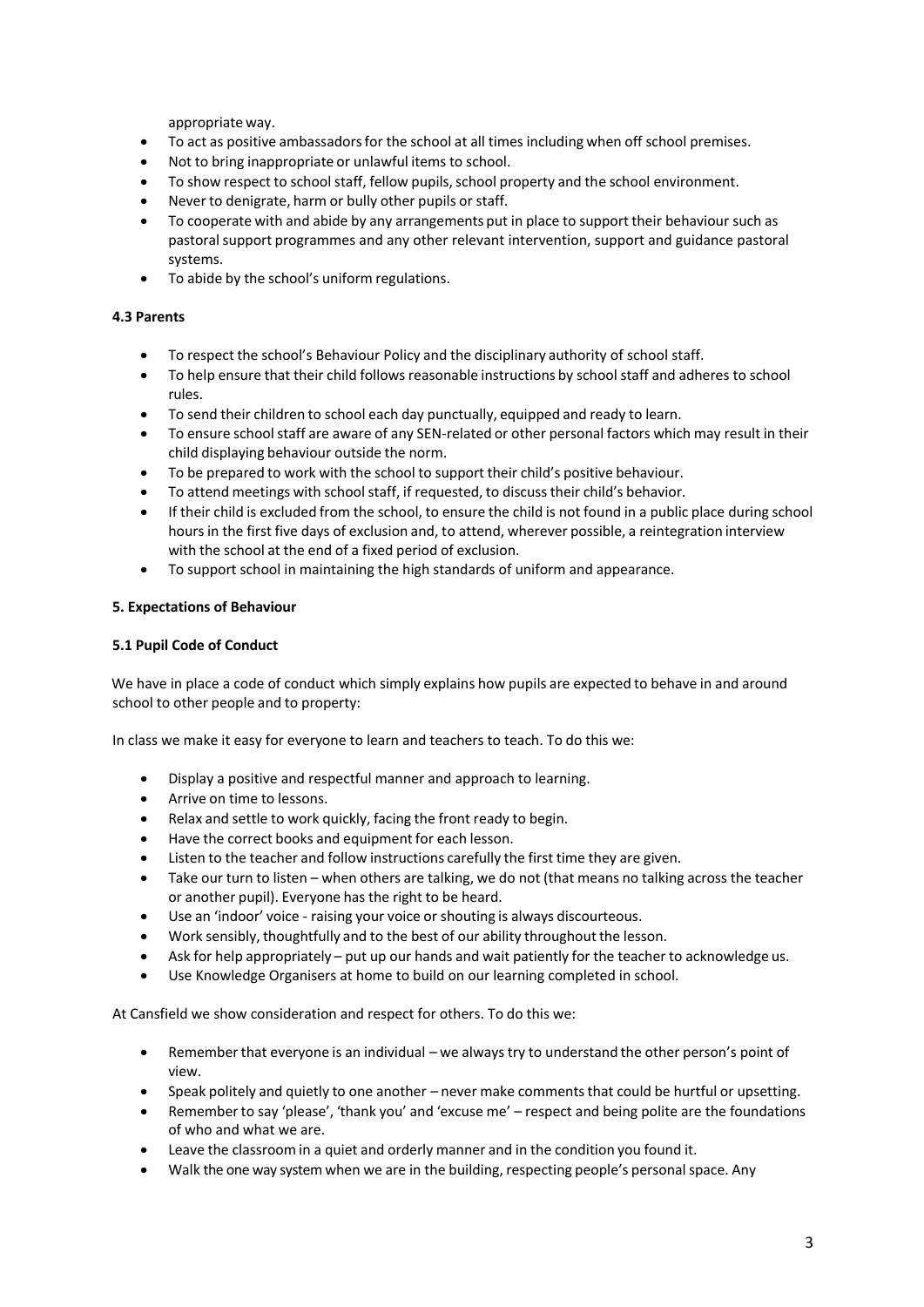appropriate way.

- To act as positive ambassadors for the school at all times including when off school premises.
- Not to bring inappropriate or unlawful items to school.
- To show respect to school staff, fellow pupils, school property and the school environment.
- Never to denigrate, harm or bully other pupils or staff.
- To cooperate with and abide by any arrangements put in place to support their behaviour such as pastoral support programmes and any other relevant intervention, support and guidance pastoral systems.
- To abide by the school's uniform regulations.

**4.3 Parents**

- To respect the school's Behaviour Policy and the disciplinary authority of school staff.
- To help ensure that their child follows reasonable instructions by school staff and adheres to school rules.
- To send their children to school each day punctually, equipped and ready to learn.
- To ensure school staff are aware of any SEN-related or other personal factors which may result in their child displaying behaviour outside the norm.
- To be prepared to work with the school to support their child's positive behaviour.
- To attend meetings with school staff, if requested, to discuss their child's behavior.
- If their child is excluded from the school, to ensure the child is not found in a public place during school hours in the first five days of exclusion and, to attend, wherever possible, a reintegration interview with the school at the end of a fixed period of exclusion.
- To support school in maintaining the high standards of uniform and appearance.

**5. Expectations of Behaviour**

**5.1 Pupil Code of Conduct**

We have in place a code of conduct which simply explains how pupils are expected to behave in and around school to other people and to property:

In class we make it easy for everyone to learn and teachers to teach. To do this we:

- Display a positive and respectful manner and approach to learning.
- Arrive on time to lessons.
- Relax and settle to work quickly, facing the front ready to begin.
- Have the correct books and equipment for each lesson.
- Listen to the teacher and follow instructions carefully the first time they are given.
- Take our turn to listen – when others are talking, we do not (that means no talking across the teacher or another pupil). Everyone has the right to be heard.
- Use an 'indoor' voice - raising your voice or shouting is always discourteous.
- Work sensibly, thoughtfully and to the best of our ability throughout the lesson.
- Ask for help appropriately – put up our hands and wait patiently for the teacher to acknowledge us.
- Use Knowledge Organisers at home to build on our learning completed in school.

At Cansfield we show consideration and respect for others. To do this we:

- Remember that everyone is an individual – we always try to understand the other person's point of view.
- Speak politely and quietly to one another – never make comments that could be hurtful or upsetting.
- Remember to say 'please', 'thank you' and 'excuse me' – respect and being polite are the foundations of who and what we are.
- Leave the classroom in a quiet and orderly manner and in the condition you found it.
- Walk the one way system when we are in the building, respecting people's personal space. Any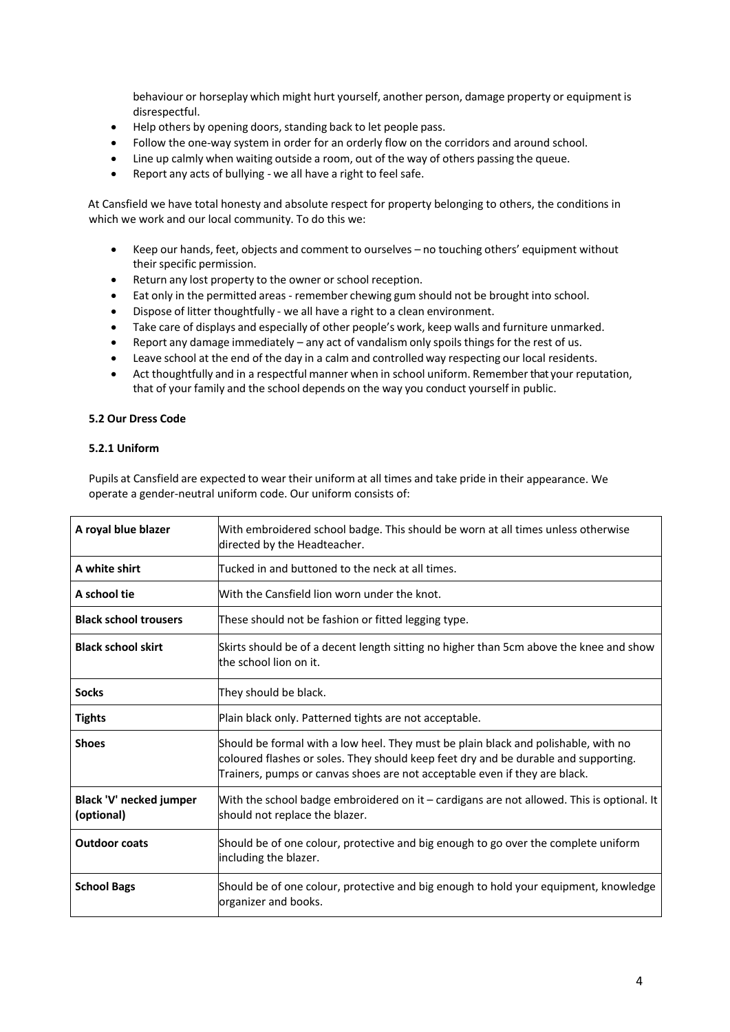behaviour or horseplay which might hurt yourself, another person, damage property or equipment is disrespectful.

- Help others by opening doors, standing back to let people pass.
- Follow the one-way system in order for an orderly flow on the corridors and around school.
- Line up calmly when waiting outside a room, out of the way of others passing the queue.
- Report any acts of bullying - we all have a right to feel safe.

At Cansfield we have total honesty and absolute respect for property belonging to others, the conditions in which we work and our local community. To do this we:

- Keep our hands, feet, objects and comment to ourselves – no touching others' equipment without their specific permission.
- Return any lost property to the owner or school reception.
- Eat only in the permitted areas - remember chewing gum should not be brought into school.
- Dispose of litter thoughtfully - we all have a right to a clean environment.
- Take care of displays and especially of other people's work, keep walls and furniture unmarked.
- Report any damage immediately – any act of vandalism only spoils things for the rest of us.
- Leave school at the end of the day in a calm and controlled way respecting our local residents.
- Act thoughtfully and in a respectful manner when in school uniform. Remember that your reputation, that of your family and the school depends on the way you conduct yourself in public.

#### 5.2 Our Dress Code

##### 5.2.1 Uniform

Pupils at Cansfield are expected to wear their uniform at all times and take pride in their appearance. We operate a gender-neutral uniform code. Our uniform consists of:

| Item | Requirement |
|---|---|
| **A royal blue blazer** | With embroidered school badge. This should be worn at all times unless otherwise directed by the Headteacher. |
| **A white shirt** | Tucked in and buttoned to the neck at all times. |
| **A school tie** | With the Cansfield lion worn under the knot. |
| **Black school trousers** | These should not be fashion or fitted legging type. |
| **Black school skirt** | Skirts should be of a decent length sitting no higher than 5cm above the knee and show the school lion on it. |
| **Socks** | They should be black. |
| **Tights** | Plain black only. Patterned tights are not acceptable. |
| **Shoes** | Should be formal with a low heel. They must be plain black and polishable, with no coloured flashes or soles. They should keep feet dry and be durable and supporting. Trainers, pumps or canvas shoes are not acceptable even if they are black. |
| **Black 'V' necked jumper (optional)** | With the school badge embroidered on it – cardigans are not allowed. This is optional. It should not replace the blazer. |
| **Outdoor coats** | Should be of one colour, protective and big enough to go over the complete uniform including the blazer. |
| **School Bags** | Should be of one colour, protective and big enough to hold your equipment, knowledge organizer and books. |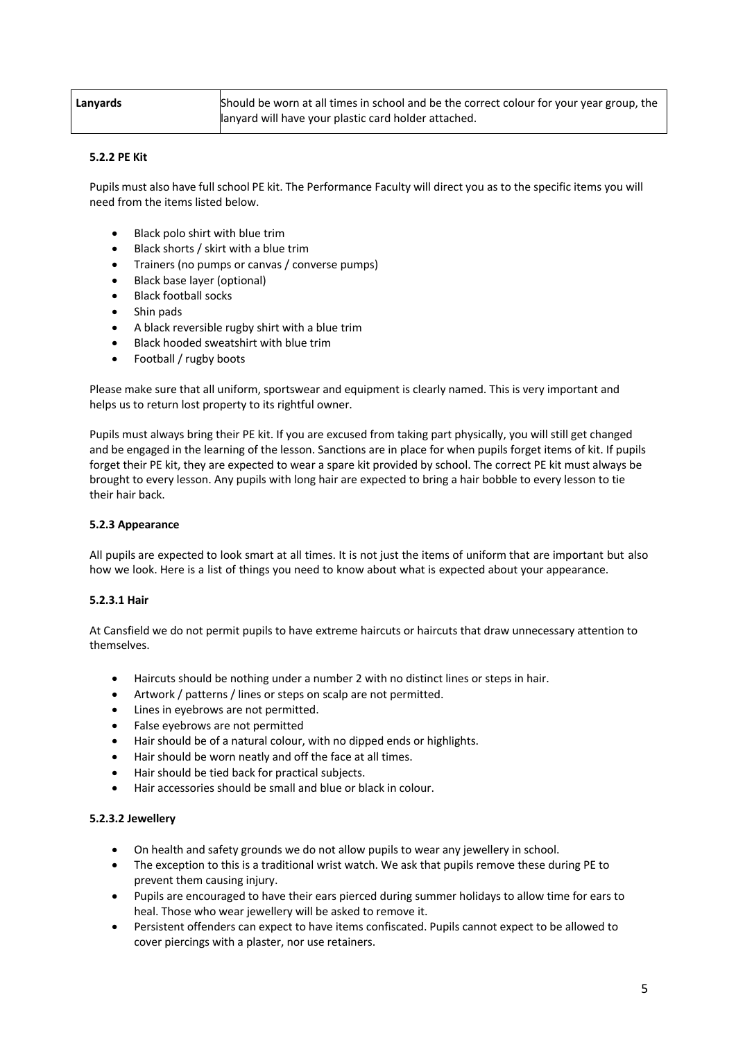| Lanyards | Should be worn at all times in school and be the correct colour for your year group, the lanyard will have your plastic card holder attached. |
|---|---|

#### 5.2.2 PE Kit

Pupils must also have full school PE kit. The Performance Faculty will direct you as to the specific items you will need from the items listed below.

- Black polo shirt with blue trim
- Black shorts / skirt with a blue trim
- Trainers (no pumps or canvas / converse pumps)
- Black base layer (optional)
- Black football socks
- Shin pads
- A black reversible rugby shirt with a blue trim
- Black hooded sweatshirt with blue trim
- Football / rugby boots

Please make sure that all uniform, sportswear and equipment is clearly named. This is very important and helps us to return lost property to its rightful owner.

Pupils must always bring their PE kit. If you are excused from taking part physically, you will still get changed and be engaged in the learning of the lesson. Sanctions are in place for when pupils forget items of kit. If pupils forget their PE kit, they are expected to wear a spare kit provided by school. The correct PE kit must always be brought to every lesson. Any pupils with long hair are expected to bring a hair bobble to every lesson to tie their hair back.

#### 5.2.3 Appearance

All pupils are expected to look smart at all times. It is not just the items of uniform that are important but also how we look. Here is a list of things you need to know about what is expected about your appearance.

##### 5.2.3.1 Hair

At Cansfield we do not permit pupils to have extreme haircuts or haircuts that draw unnecessary attention to themselves.

- Haircuts should be nothing under a number 2 with no distinct lines or steps in hair.
- Artwork / patterns / lines or steps on scalp are not permitted.
- Lines in eyebrows are not permitted.
- False eyebrows are not permitted
- Hair should be of a natural colour, with no dipped ends or highlights.
- Hair should be worn neatly and off the face at all times.
- Hair should be tied back for practical subjects.
- Hair accessories should be small and blue or black in colour.

##### 5.2.3.2 Jewellery

- On health and safety grounds we do not allow pupils to wear any jewellery in school.
- The exception to this is a traditional wrist watch. We ask that pupils remove these during PE to prevent them causing injury.
- Pupils are encouraged to have their ears pierced during summer holidays to allow time for ears to heal. Those who wear jewellery will be asked to remove it.
- Persistent offenders can expect to have items confiscated. Pupils cannot expect to be allowed to cover piercings with a plaster, nor use retainers.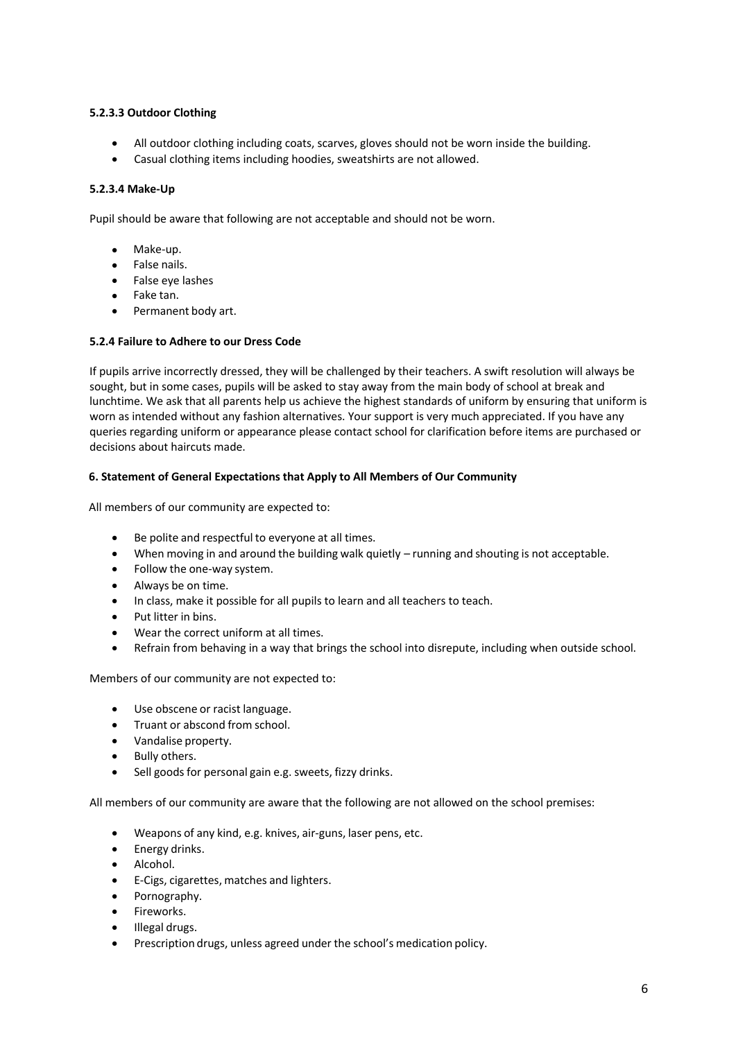#### 5.2.3.3 Outdoor Clothing

- All outdoor clothing including coats, scarves, gloves should not be worn inside the building.
- Casual clothing items including hoodies, sweatshirts are not allowed.

#### 5.2.3.4 Make-Up

Pupil should be aware that following are not acceptable and should not be worn.

- Make-up.
- False nails.
- False eye lashes
- Fake tan.
- Permanent body art.

### 5.2.4 Failure to Adhere to our Dress Code

If pupils arrive incorrectly dressed, they will be challenged by their teachers. A swift resolution will always be sought, but in some cases, pupils will be asked to stay away from the main body of school at break and lunchtime. We ask that all parents help us achieve the highest standards of uniform by ensuring that uniform is worn as intended without any fashion alternatives. Your support is very much appreciated. If you have any queries regarding uniform or appearance please contact school for clarification before items are purchased or decisions about haircuts made.

## 6. Statement of General Expectations that Apply to All Members of Our Community

All members of our community are expected to:

- Be polite and respectful to everyone at all times.
- When moving in and around the building walk quietly – running and shouting is not acceptable.
- Follow the one-way system.
- Always be on time.
- In class, make it possible for all pupils to learn and all teachers to teach.
- Put litter in bins.
- Wear the correct uniform at all times.
- Refrain from behaving in a way that brings the school into disrepute, including when outside school.

Members of our community are not expected to:

- Use obscene or racist language.
- Truant or abscond from school.
- Vandalise property.
- Bully others.
- Sell goods for personal gain e.g. sweets, fizzy drinks.

All members of our community are aware that the following are not allowed on the school premises:

- Weapons of any kind, e.g. knives, air-guns, laser pens, etc.
- Energy drinks.
- Alcohol.
- E-Cigs, cigarettes, matches and lighters.
- Pornography.
- Fireworks.
- Illegal drugs.
- Prescription drugs, unless agreed under the school's medication policy.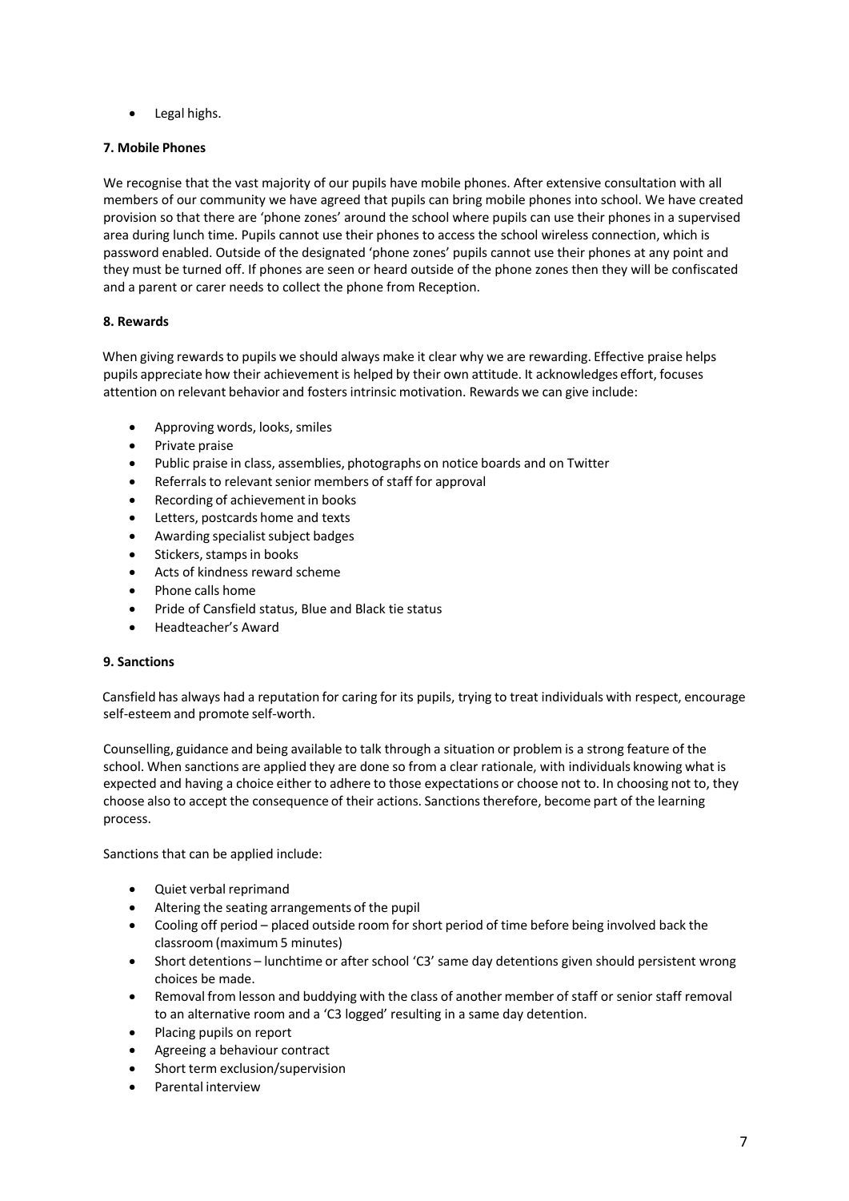- Legal highs.

**7. Mobile Phones**

We recognise that the vast majority of our pupils have mobile phones. After extensive consultation with all members of our community we have agreed that pupils can bring mobile phones into school. We have created provision so that there are 'phone zones' around the school where pupils can use their phones in a supervised area during lunch time. Pupils cannot use their phones to access the school wireless connection, which is password enabled. Outside of the designated 'phone zones' pupils cannot use their phones at any point and they must be turned off. If phones are seen or heard outside of the phone zones then they will be confiscated and a parent or carer needs to collect the phone from Reception.

**8. Rewards**

When giving rewards to pupils we should always make it clear why we are rewarding. Effective praise helps pupils appreciate how their achievement is helped by their own attitude. It acknowledges effort, focuses attention on relevant behavior and fosters intrinsic motivation. Rewards we can give include:

- Approving words, looks, smiles
- Private praise
- Public praise in class, assemblies, photographs on notice boards and on Twitter
- Referrals to relevant senior members of staff for approval
- Recording of achievement in books
- Letters, postcards home and texts
- Awarding specialist subject badges
- Stickers, stamps in books
- Acts of kindness reward scheme
- Phone calls home
- Pride of Cansfield status, Blue and Black tie status
- Headteacher's Award

**9. Sanctions**

Cansfield has always had a reputation for caring for its pupils, trying to treat individuals with respect, encourage self-esteem and promote self-worth.

Counselling, guidance and being available to talk through a situation or problem is a strong feature of the school. When sanctions are applied they are done so from a clear rationale, with individuals knowing what is expected and having a choice either to adhere to those expectations or choose not to. In choosing not to, they choose also to accept the consequence of their actions. Sanctions therefore, become part of the learning process.

Sanctions that can be applied include:

- Quiet verbal reprimand
- Altering the seating arrangements of the pupil
- Cooling off period – placed outside room for short period of time before being involved back the classroom (maximum 5 minutes)
- Short detentions – lunchtime or after school 'C3' same day detentions given should persistent wrong choices be made.
- Removal from lesson and buddying with the class of another member of staff or senior staff removal to an alternative room and a 'C3 logged' resulting in a same day detention.
- Placing pupils on report
- Agreeing a behaviour contract
- Short term exclusion/supervision
- Parental interview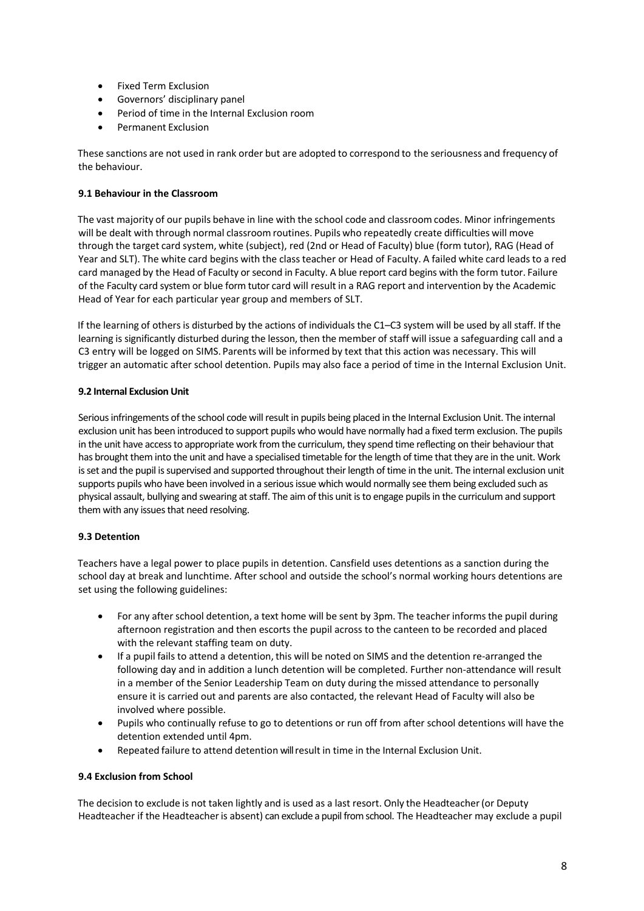- Fixed Term Exclusion
- Governors' disciplinary panel
- Period of time in the Internal Exclusion room
- Permanent Exclusion

These sanctions are not used in rank order but are adopted to correspond to the seriousness and frequency of the behaviour.

### 9.1 Behaviour in the Classroom

The vast majority of our pupils behave in line with the school code and classroom codes. Minor infringements will be dealt with through normal classroom routines. Pupils who repeatedly create difficulties will move through the target card system, white (subject), red (2nd or Head of Faculty) blue (form tutor), RAG (Head of Year and SLT). The white card begins with the class teacher or Head of Faculty. A failed white card leads to a red card managed by the Head of Faculty or second in Faculty. A blue report card begins with the form tutor. Failure of the Faculty card system or blue form tutor card will result in a RAG report and intervention by the Academic Head of Year for each particular year group and members of SLT.

If the learning of others is disturbed by the actions of individuals the C1–C3 system will be used by all staff. If the learning is significantly disturbed during the lesson, then the member of staff will issue a safeguarding call and a C3 entry will be logged on SIMS. Parents will be informed by text that this action was necessary. This will trigger an automatic after school detention. Pupils may also face a period of time in the Internal Exclusion Unit.

### 9.2 Internal Exclusion Unit

Serious infringements of the school code will result in pupils being placed in the Internal Exclusion Unit. The internal exclusion unit has been introduced to support pupils who would have normally had a fixed term exclusion. The pupils in the unit have access to appropriate work from the curriculum, they spend time reflecting on their behaviour that has brought them into the unit and have a specialised timetable for the length of time that they are in the unit. Work is set and the pupil is supervised and supported throughout their length of time in the unit. The internal exclusion unit supports pupils who have been involved in a serious issue which would normally see them being excluded such as physical assault, bullying and swearing at staff. The aim of this unit is to engage pupils in the curriculum and support them with any issues that need resolving.

### 9.3 Detention

Teachers have a legal power to place pupils in detention. Cansfield uses detentions as a sanction during the school day at break and lunchtime. After school and outside the school's normal working hours detentions are set using the following guidelines:

- For any after school detention, a text home will be sent by 3pm. The teacher informs the pupil during afternoon registration and then escorts the pupil across to the canteen to be recorded and placed with the relevant staffing team on duty.
- If a pupil fails to attend a detention, this will be noted on SIMS and the detention re-arranged the following day and in addition a lunch detention will be completed. Further non-attendance will result in a member of the Senior Leadership Team on duty during the missed attendance to personally ensure it is carried out and parents are also contacted, the relevant Head of Faculty will also be involved where possible.
- Pupils who continually refuse to go to detentions or run off from after school detentions will have the detention extended until 4pm.
- Repeated failure to attend detention will result in time in the Internal Exclusion Unit.

### 9.4 Exclusion from School

The decision to exclude is not taken lightly and is used as a last resort. Only the Headteacher (or Deputy Headteacher if the Headteacher is absent) can exclude a pupil from school. The Headteacher may exclude a pupil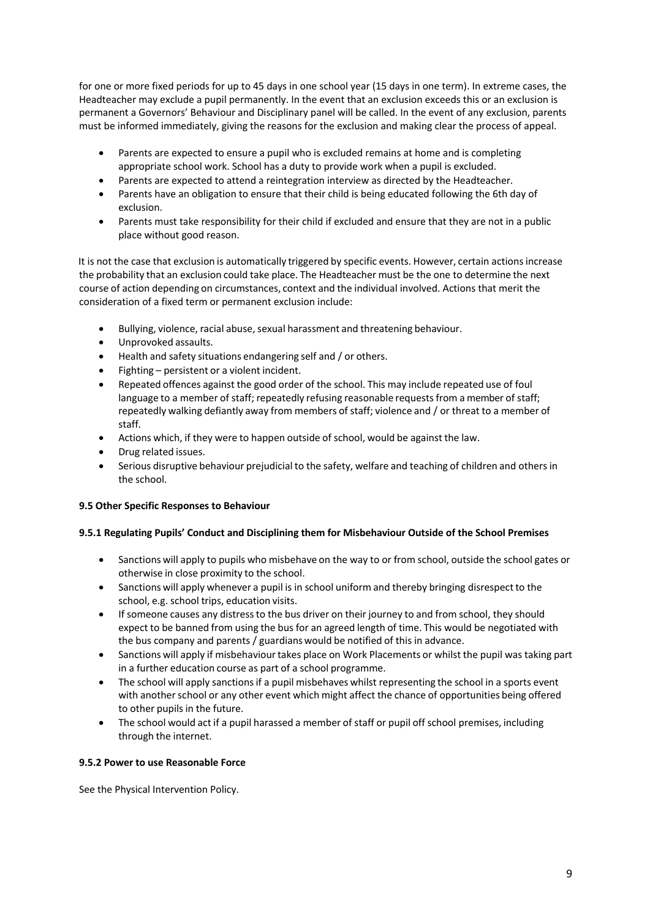for one or more fixed periods for up to 45 days in one school year (15 days in one term). In extreme cases, the Headteacher may exclude a pupil permanently. In the event that an exclusion exceeds this or an exclusion is permanent a Governors' Behaviour and Disciplinary panel will be called. In the event of any exclusion, parents must be informed immediately, giving the reasons for the exclusion and making clear the process of appeal.

- Parents are expected to ensure a pupil who is excluded remains at home and is completing appropriate school work. School has a duty to provide work when a pupil is excluded.
- Parents are expected to attend a reintegration interview as directed by the Headteacher.
- Parents have an obligation to ensure that their child is being educated following the 6th day of exclusion.
- Parents must take responsibility for their child if excluded and ensure that they are not in a public place without good reason.

It is not the case that exclusion is automatically triggered by specific events. However, certain actions increase the probability that an exclusion could take place. The Headteacher must be the one to determine the next course of action depending on circumstances, context and the individual involved. Actions that merit the consideration of a fixed term or permanent exclusion include:

- Bullying, violence, racial abuse, sexual harassment and threatening behaviour.
- Unprovoked assaults.
- Health and safety situations endangering self and / or others.
- Fighting – persistent or a violent incident.
- Repeated offences against the good order of the school. This may include repeated use of foul language to a member of staff; repeatedly refusing reasonable requests from a member of staff; repeatedly walking defiantly away from members of staff; violence and / or threat to a member of staff.
- Actions which, if they were to happen outside of school, would be against the law.
- Drug related issues.
- Serious disruptive behaviour prejudicial to the safety, welfare and teaching of children and others in the school.

**9.5 Other Specific Responses to Behaviour**

**9.5.1 Regulating Pupils' Conduct and Disciplining them for Misbehaviour Outside of the School Premises**

- Sanctions will apply to pupils who misbehave on the way to or from school, outside the school gates or otherwise in close proximity to the school.
- Sanctions will apply whenever a pupil is in school uniform and thereby bringing disrespect to the school, e.g. school trips, education visits.
- If someone causes any distress to the bus driver on their journey to and from school, they should expect to be banned from using the bus for an agreed length of time. This would be negotiated with the bus company and parents / guardians would be notified of this in advance.
- Sanctions will apply if misbehaviour takes place on Work Placements or whilst the pupil was taking part in a further education course as part of a school programme.
- The school will apply sanctions if a pupil misbehaves whilst representing the school in a sports event with another school or any other event which might affect the chance of opportunities being offered to other pupils in the future.
- The school would act if a pupil harassed a member of staff or pupil off school premises, including through the internet.

**9.5.2 Power to use Reasonable Force**

See the Physical Intervention Policy.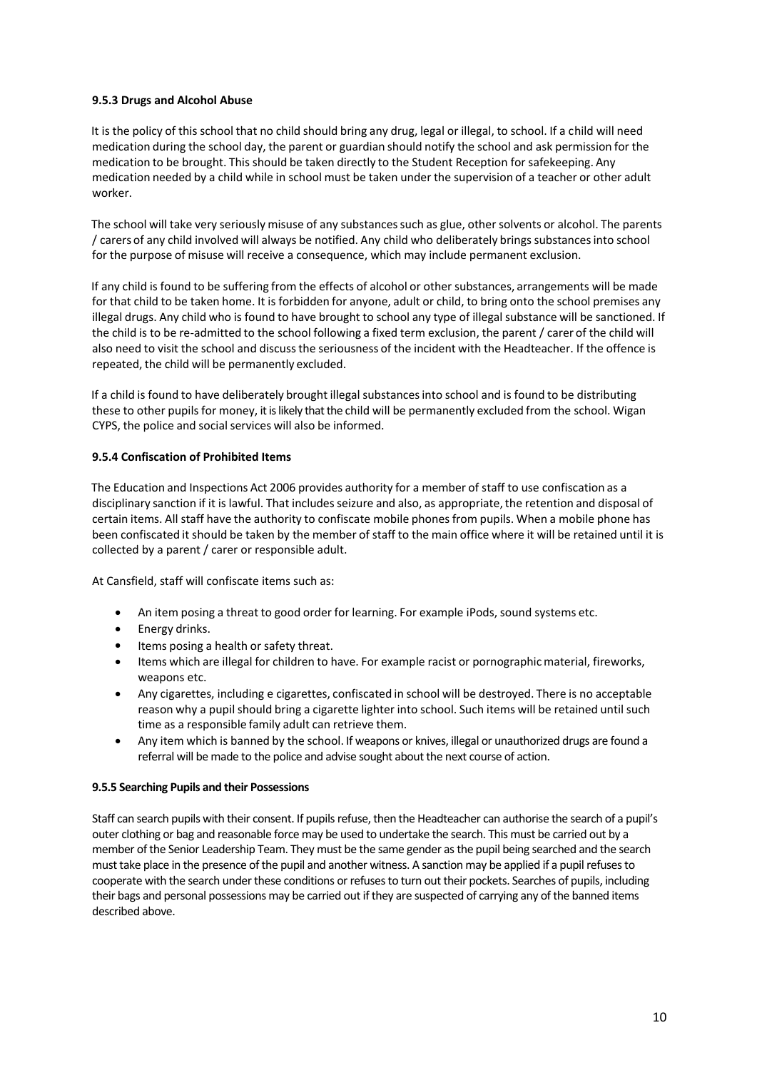#### 9.5.3 Drugs and Alcohol Abuse

It is the policy of this school that no child should bring any drug, legal or illegal, to school. If a child will need medication during the school day, the parent or guardian should notify the school and ask permission for the medication to be brought. This should be taken directly to the Student Reception for safekeeping. Any medication needed by a child while in school must be taken under the supervision of a teacher or other adult worker.

The school will take very seriously misuse of any substances such as glue, other solvents or alcohol. The parents / carers of any child involved will always be notified. Any child who deliberately brings substances into school for the purpose of misuse will receive a consequence, which may include permanent exclusion.

If any child is found to be suffering from the effects of alcohol or other substances, arrangements will be made for that child to be taken home. It is forbidden for anyone, adult or child, to bring onto the school premises any illegal drugs. Any child who is found to have brought to school any type of illegal substance will be sanctioned. If the child is to be re-admitted to the school following a fixed term exclusion, the parent / carer of the child will also need to visit the school and discuss the seriousness of the incident with the Headteacher. If the offence is repeated, the child will be permanently excluded.

If a child is found to have deliberately brought illegal substances into school and is found to be distributing these to other pupils for money, it is likely that the child will be permanently excluded from the school. Wigan CYPS, the police and social services will also be informed.

#### 9.5.4 Confiscation of Prohibited Items

The Education and Inspections Act 2006 provides authority for a member of staff to use confiscation as a disciplinary sanction if it is lawful. That includes seizure and also, as appropriate, the retention and disposal of certain items. All staff have the authority to confiscate mobile phones from pupils. When a mobile phone has been confiscated it should be taken by the member of staff to the main office where it will be retained until it is collected by a parent / carer or responsible adult.

At Cansfield, staff will confiscate items such as:

- An item posing a threat to good order for learning. For example iPods, sound systems etc.
- Energy drinks.
- Items posing a health or safety threat.
- Items which are illegal for children to have. For example racist or pornographic material, fireworks, weapons etc.
- Any cigarettes, including e cigarettes, confiscated in school will be destroyed. There is no acceptable reason why a pupil should bring a cigarette lighter into school. Such items will be retained until such time as a responsible family adult can retrieve them.
- Any item which is banned by the school. If weapons or knives, illegal or unauthorized drugs are found a referral will be made to the police and advise sought about the next course of action.

#### 9.5.5 Searching Pupils and their Possessions

Staff can search pupils with their consent. If pupils refuse, then the Headteacher can authorise the search of a pupil's outer clothing or bag and reasonable force may be used to undertake the search. This must be carried out by a member of the Senior Leadership Team. They must be the same gender as the pupil being searched and the search must take place in the presence of the pupil and another witness. A sanction may be applied if a pupil refuses to cooperate with the search under these conditions or refuses to turn out their pockets. Searches of pupils, including their bags and personal possessions may be carried out if they are suspected of carrying any of the banned items described above.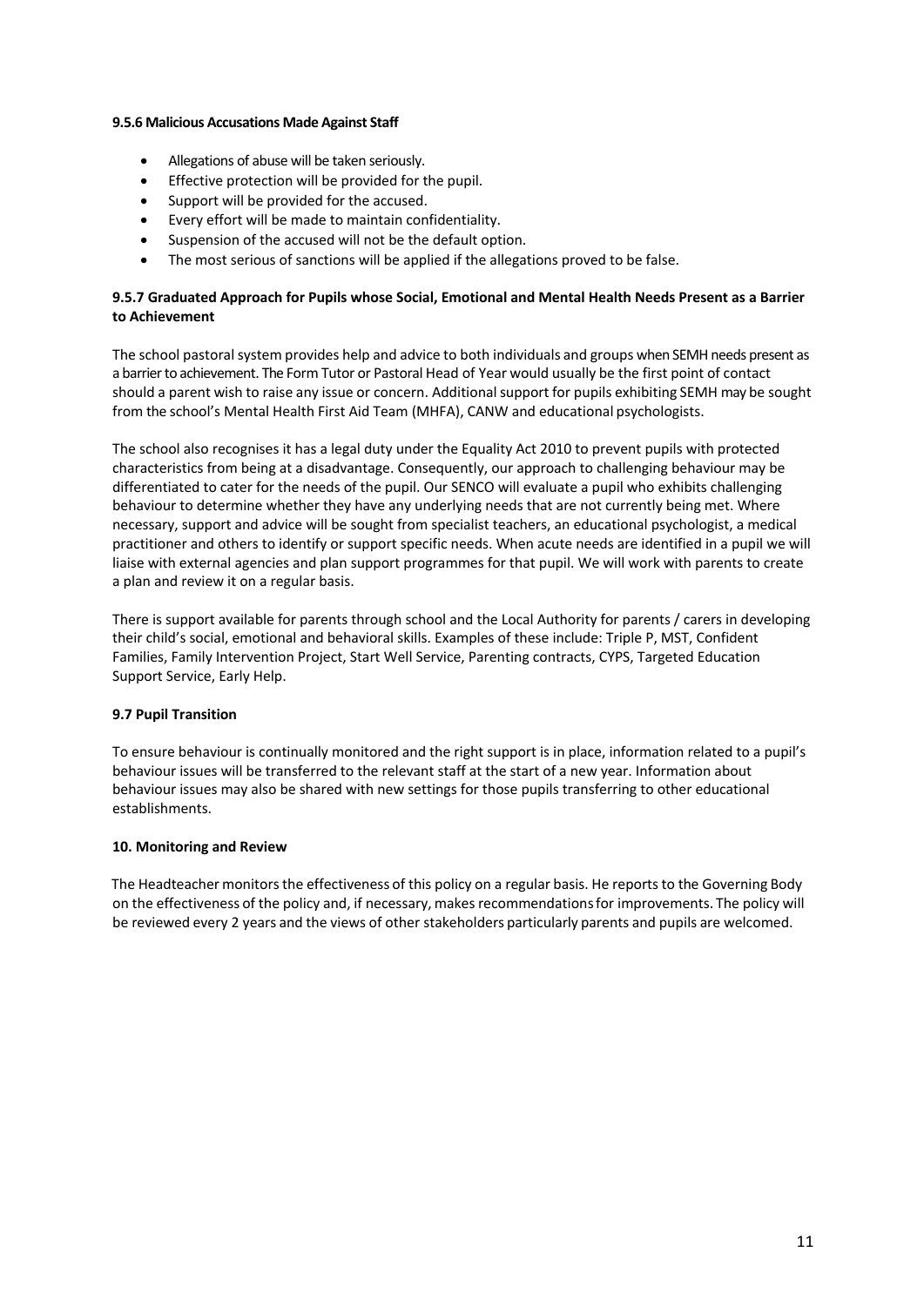#### 9.5.6 Malicious Accusations Made Against Staff

- Allegations of abuse will be taken seriously.
- Effective protection will be provided for the pupil.
- Support will be provided for the accused.
- Every effort will be made to maintain confidentiality.
- Suspension of the accused will not be the default option.
- The most serious of sanctions will be applied if the allegations proved to be false.

#### 9.5.7 Graduated Approach for Pupils whose Social, Emotional and Mental Health Needs Present as a Barrier to Achievement

The school pastoral system provides help and advice to both individuals and groups when SEMH needs present as a barrier to achievement. The Form Tutor or Pastoral Head of Year would usually be the first point of contact should a parent wish to raise any issue or concern. Additional support for pupils exhibiting SEMH may be sought from the school's Mental Health First Aid Team (MHFA), CANW and educational psychologists.

The school also recognises it has a legal duty under the Equality Act 2010 to prevent pupils with protected characteristics from being at a disadvantage. Consequently, our approach to challenging behaviour may be differentiated to cater for the needs of the pupil. Our SENCO will evaluate a pupil who exhibits challenging behaviour to determine whether they have any underlying needs that are not currently being met. Where necessary, support and advice will be sought from specialist teachers, an educational psychologist, a medical practitioner and others to identify or support specific needs. When acute needs are identified in a pupil we will liaise with external agencies and plan support programmes for that pupil. We will work with parents to create a plan and review it on a regular basis.

There is support available for parents through school and the Local Authority for parents / carers in developing their child's social, emotional and behavioral skills. Examples of these include: Triple P, MST, Confident Families, Family Intervention Project, Start Well Service, Parenting contracts, CYPS, Targeted Education Support Service, Early Help.

### 9.7 Pupil Transition

To ensure behaviour is continually monitored and the right support is in place, information related to a pupil's behaviour issues will be transferred to the relevant staff at the start of a new year. Information about behaviour issues may also be shared with new settings for those pupils transferring to other educational establishments.

## 10. Monitoring and Review

The Headteacher monitors the effectiveness of this policy on a regular basis. He reports to the Governing Body on the effectiveness of the policy and, if necessary, makes recommendations for improvements. The policy will be reviewed every 2 years and the views of other stakeholders particularly parents and pupils are welcomed.